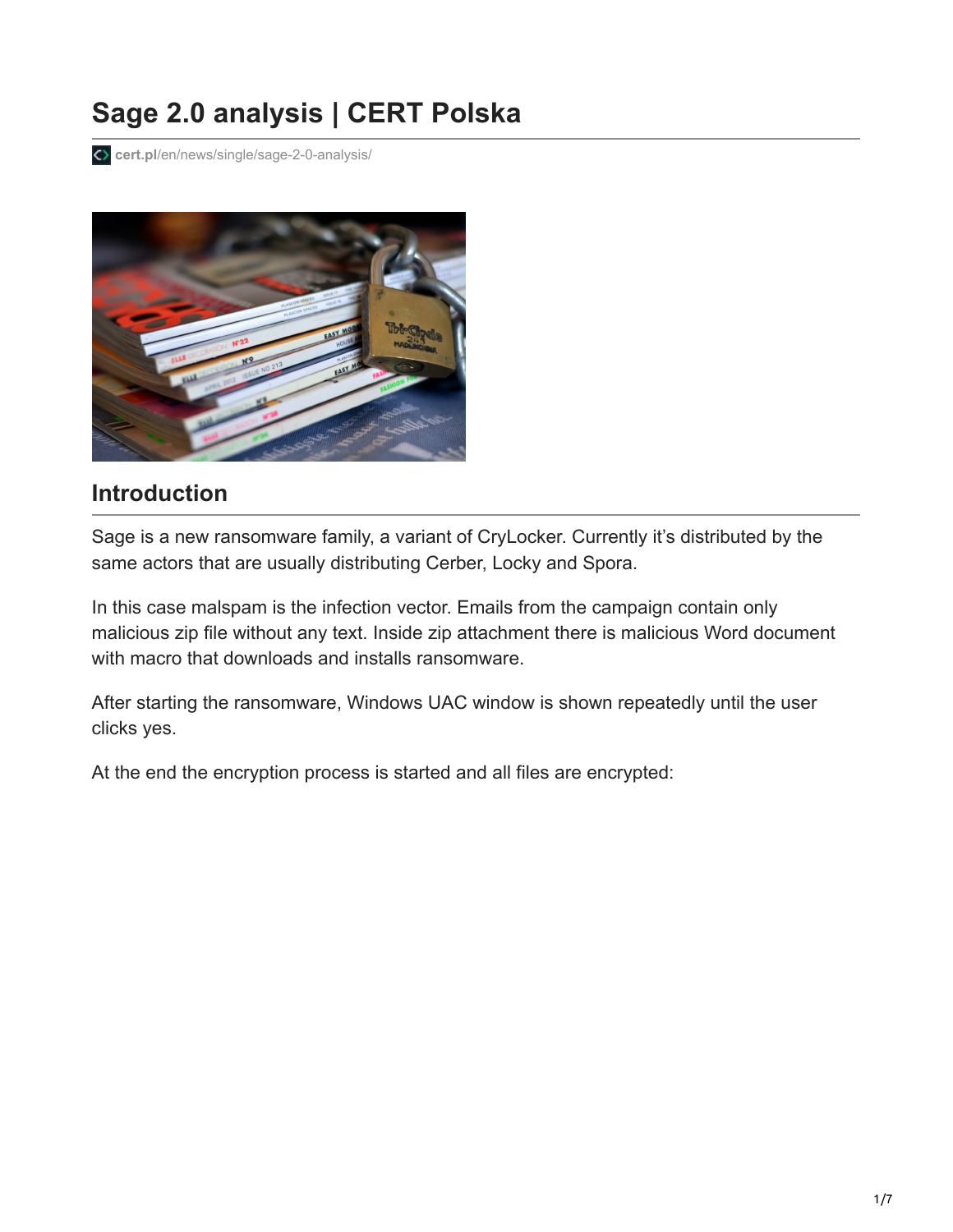# Sage 2.0 analysis | CERT Polska

cert.pl/en/news/single/sage-2-0-analysis/

## Introduction

Sage is a new ransomware family, a variant of CryLocker. Currently it's distributed by the same actors that are usually distributing Cerber, Locky and Spora.

In this case malspam is the infection vector. Emails from the campaign contain only malicious zip file without any text. Inside zip attachment there is malicious Word document with macro that downloads and installs ransomware.

After starting the ransomware, Windows UAC window is shown repeatedly until the user clicks yes.

At the end the encryption process is started and all files are encrypted: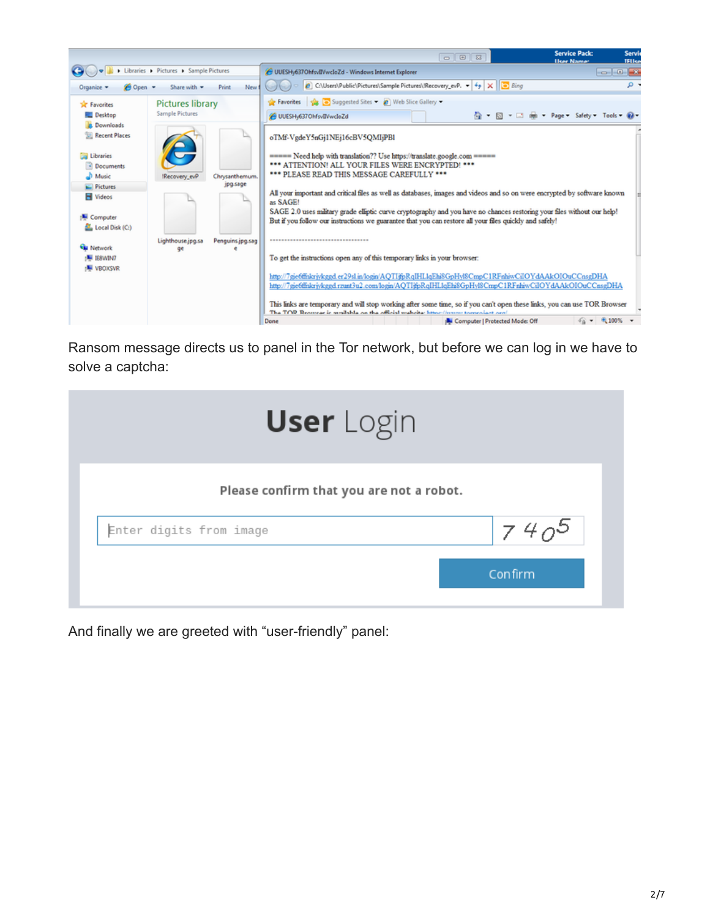Ransom message directs us to panel in the Tor network, but before we can log in we have to solve a captcha:

And finally we are greeted with “user-friendly” panel: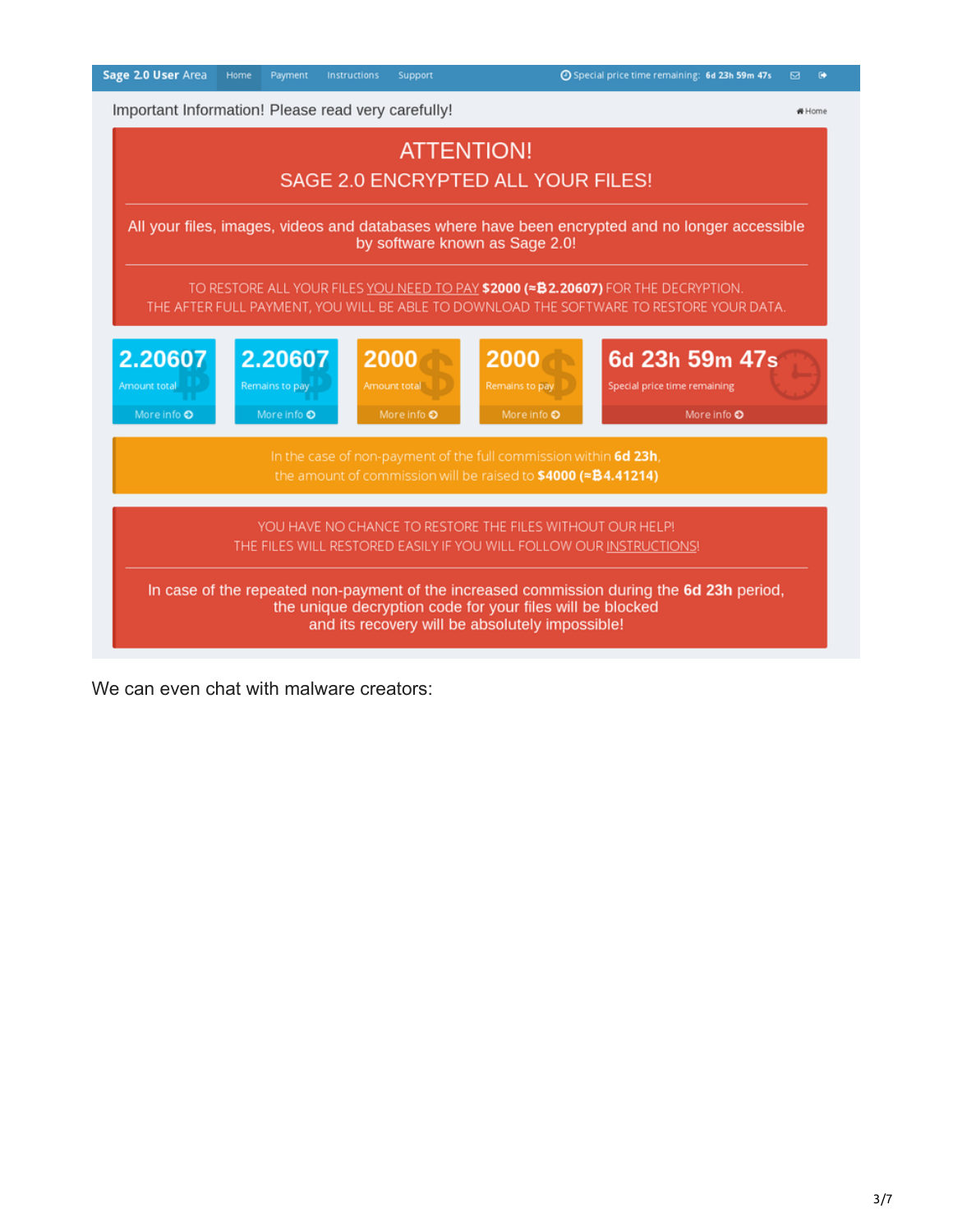Sage 2.0 User Area | Home | Payment | Instructions | Support | Special price time remaining: 6d 23h 59m 47s

Important Information! Please read very carefully!

Home

ATTENTION!

SAGE 2.0 ENCRYPTED ALL YOUR FILES!

All your files, images, videos and databases where have been encrypted and no longer accessible by software known as Sage 2.0!

TO RESTORE ALL YOUR FILES YOU NEED TO PAY **$2000 (≈Ƀ2.20607)** FOR THE DECRYPTION.
THE AFTER FULL PAYMENT, YOU WILL BE ABLE TO DOWNLOAD THE SOFTWARE TO RESTORE YOUR DATA.

| 2.20607 | 2.20607 | 2000 | 2000 | 6d 23h 59m 47s |
|---|---|---|---|---|
| Amount total | Remains to pay | Amount total | Remains to pay | Special price time remaining |
| More info | More info | More info | More info | More info |

In the case of non-payment of the full commission within **6d 23h**,
the amount of commission will be raised to **$4000 (≈Ƀ4.41214)**

YOU HAVE NO CHANCE TO RESTORE THE FILES WITHOUT OUR HELP!
THE FILES WILL RESTORED EASILY IF YOU WILL FOLLOW OUR INSTRUCTIONS!

In case of the repeated non-payment of the increased commission during the **6d 23h** period, the unique decryption code for your files will be blocked and its recovery will be absolutely impossible!

We can even chat with malware creators: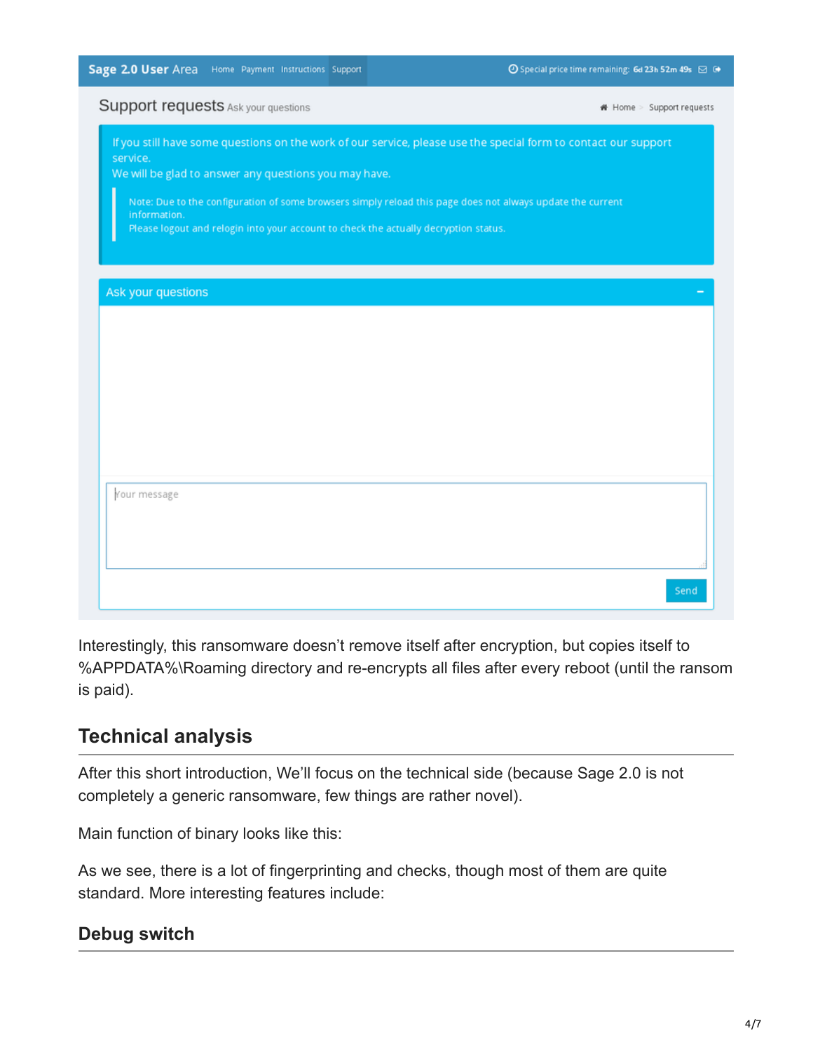Interestingly, this ransomware doesn't remove itself after encryption, but copies itself to %APPDATA%\Roaming directory and re-encrypts all files after every reboot (until the ransom is paid).

## Technical analysis

After this short introduction, We'll focus on the technical side (because Sage 2.0 is not completely a generic ransomware, few things are rather novel).

Main function of binary looks like this:

As we see, there is a lot of fingerprinting and checks, though most of them are quite standard. More interesting features include:

### Debug switch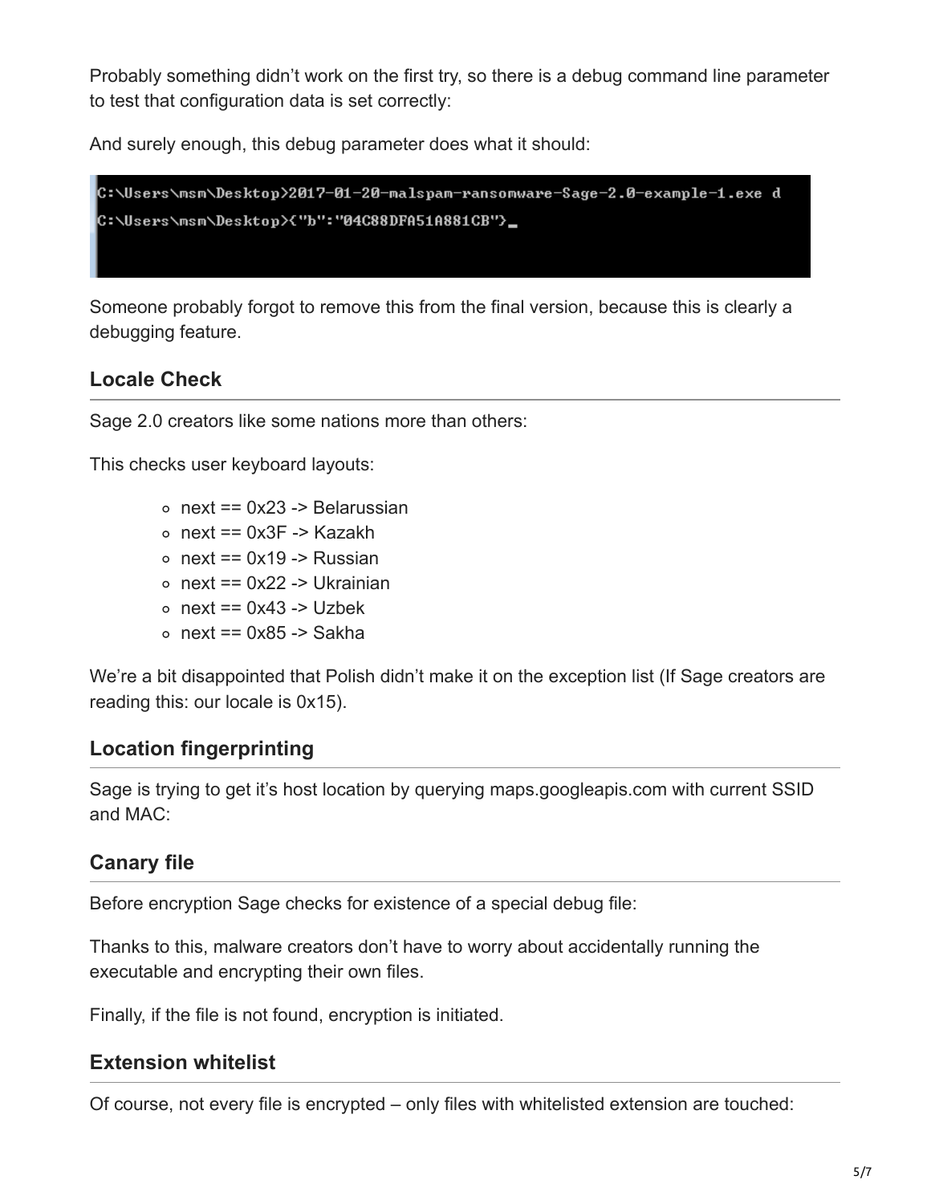Probably something didn't work on the first try, so there is a debug command line parameter to test that configuration data is set correctly:

And surely enough, this debug parameter does what it should:

```
C:\Users\msm\Desktop>2017-01-20-malspam-ransomware-Sage-2.0-example-1.exe d
C:\Users\msm\Desktop>{"b":"04C88DFA51A881CB"}_
```

Someone probably forgot to remove this from the final version, because this is clearly a debugging feature.

### Locale Check

Sage 2.0 creators like some nations more than others:

This checks user keyboard layouts:

- next == 0x23 -> Belarussian
- next == 0x3F -> Kazakh
- next == 0x19 -> Russian
- next == 0x22 -> Ukrainian
- next == 0x43 -> Uzbek
- next == 0x85 -> Sakha

We're a bit disappointed that Polish didn't make it on the exception list (If Sage creators are reading this: our locale is 0x15).

### Location fingerprinting

Sage is trying to get it's host location by querying maps.googleapis.com with current SSID and MAC:

### Canary file

Before encryption Sage checks for existence of a special debug file:

Thanks to this, malware creators don't have to worry about accidentally running the executable and encrypting their own files.

Finally, if the file is not found, encryption is initiated.

### Extension whitelist

Of course, not every file is encrypted – only files with whitelisted extension are touched: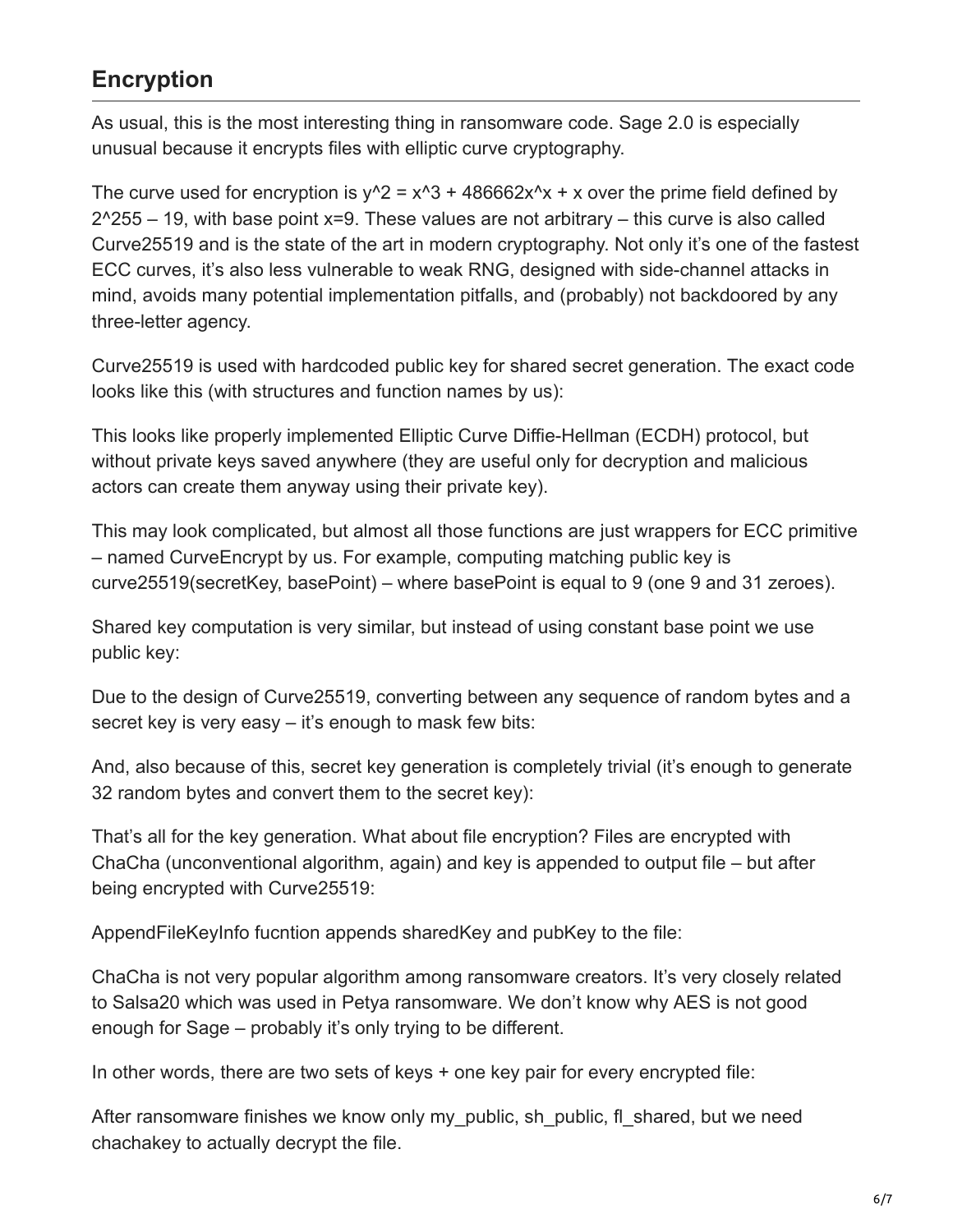## Encryption

As usual, this is the most interesting thing in ransomware code. Sage 2.0 is especially unusual because it encrypts files with elliptic curve cryptography.

The curve used for encryption is $y^2 = x^3 + 486662x^x + x$ over the prime field defined by $2^{255} - 19$, with base point x=9. These values are not arbitrary – this curve is also called Curve25519 and is the state of the art in modern cryptography. Not only it's one of the fastest ECC curves, it's also less vulnerable to weak RNG, designed with side-channel attacks in mind, avoids many potential implementation pitfalls, and (probably) not backdoored by any three-letter agency.

Curve25519 is used with hardcoded public key for shared secret generation. The exact code looks like this (with structures and function names by us):

This looks like properly implemented Elliptic Curve Diffie-Hellman (ECDH) protocol, but without private keys saved anywhere (they are useful only for decryption and malicious actors can create them anyway using their private key).

This may look complicated, but almost all those functions are just wrappers for ECC primitive – named CurveEncrypt by us. For example, computing matching public key is curve25519(secretKey, basePoint) – where basePoint is equal to 9 (one 9 and 31 zeroes).

Shared key computation is very similar, but instead of using constant base point we use public key:

Due to the design of Curve25519, converting between any sequence of random bytes and a secret key is very easy – it's enough to mask few bits:

And, also because of this, secret key generation is completely trivial (it's enough to generate 32 random bytes and convert them to the secret key):

That's all for the key generation. What about file encryption? Files are encrypted with ChaCha (unconventional algorithm, again) and key is appended to output file – but after being encrypted with Curve25519:

AppendFileKeyInfo fucntion appends sharedKey and pubKey to the file:

ChaCha is not very popular algorithm among ransomware creators. It's very closely related to Salsa20 which was used in Petya ransomware. We don't know why AES is not good enough for Sage – probably it's only trying to be different.

In other words, there are two sets of keys + one key pair for every encrypted file:

After ransomware finishes we know only my_public, sh_public, fl_shared, but we need chachakey to actually decrypt the file.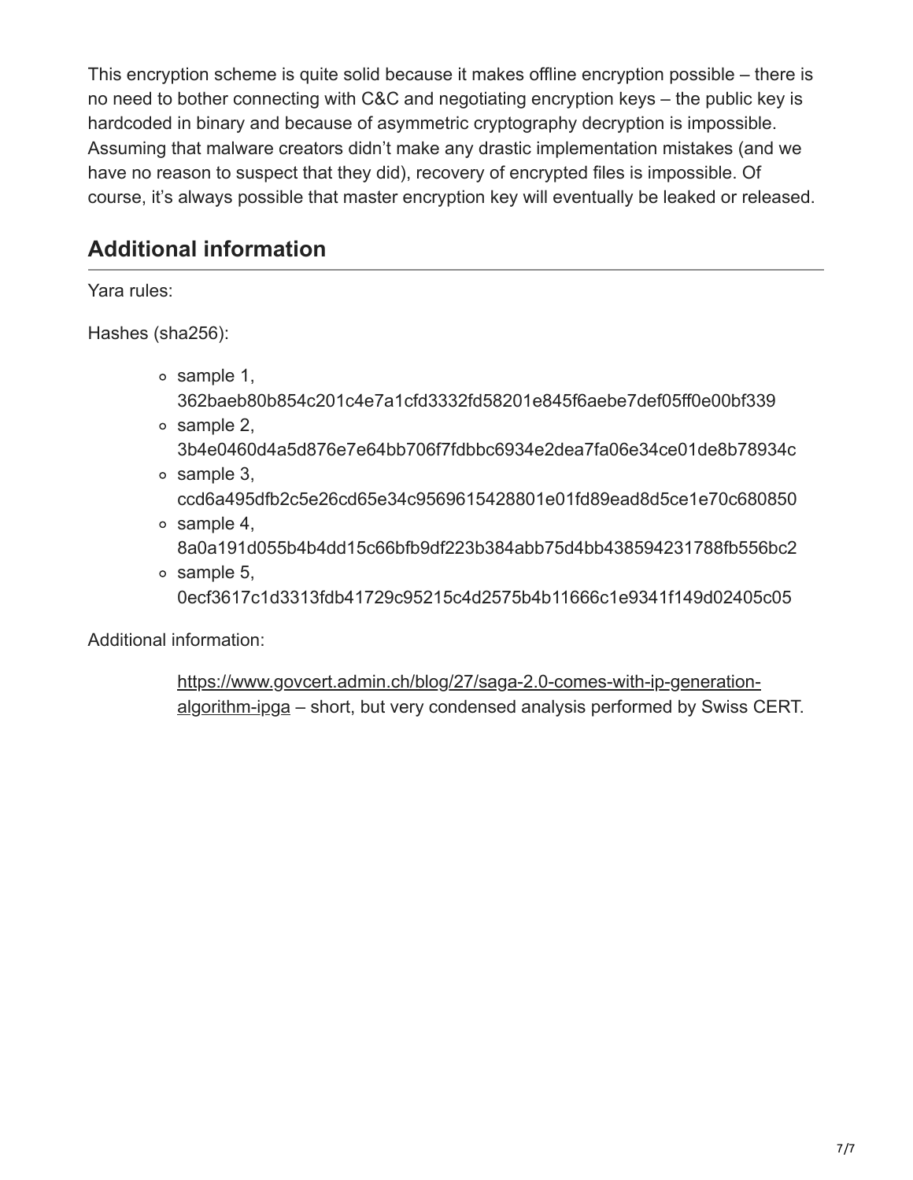This encryption scheme is quite solid because it makes offline encryption possible – there is no need to bother connecting with C&C and negotiating encryption keys – the public key is hardcoded in binary and because of asymmetric cryptography decryption is impossible. Assuming that malware creators didn't make any drastic implementation mistakes (and we have no reason to suspect that they did), recovery of encrypted files is impossible. Of course, it's always possible that master encryption key will eventually be leaked or released.

## Additional information

Yara rules:

Hashes (sha256):

- sample 1, 362baeb80b854c201c4e7a1cfd3332fd58201e845f6aebe7def05ff0e00bf339
- sample 2, 3b4e0460d4a5d876e7e64bb706f7fdbbc6934e2dea7fa06e34ce01de8b78934c
- sample 3, ccd6a495dfb2c5e26cd65e34c9569615428801e01fd89ead8d5ce1e70c680850
- sample 4, 8a0a191d055b4b4dd15c66bfb9df223b384abb75d4bb438594231788fb556bc2
- sample 5, 0ecf3617c1d3313fdb41729c95215c4d2575b4b11666c1e9341f149d02405c05

Additional information:

[https://www.govcert.admin.ch/blog/27/saga-2.0-comes-with-ip-generation-algorithm-ipga](https://www.govcert.admin.ch/blog/27/saga-2.0-comes-with-ip-generation-algorithm-ipga) – short, but very condensed analysis performed by Swiss CERT.